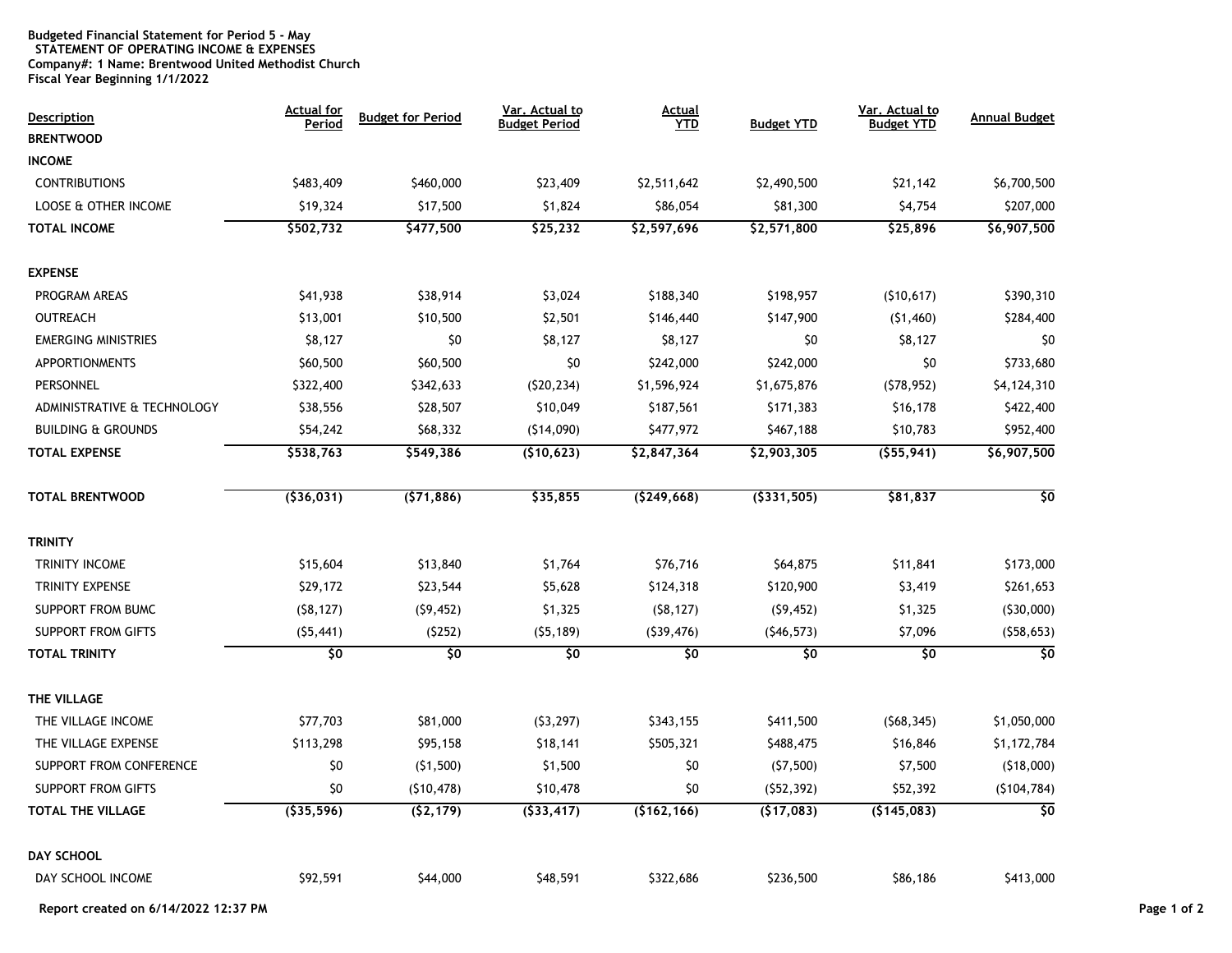**Budgeted Financial Statement for Period 5 - May**
**STATEMENT OF OPERATING INCOME & EXPENSES**
**Company#: 1 Name: Brentwood United Methodist Church**
**Fiscal Year Beginning 1/1/2022**

| Description | Actual for Period | Budget for Period | Var. Actual to Budget Period | Actual YTD | Budget YTD | Var. Actual to Budget YTD | Annual Budget |
|---|---|---|---|---|---|---|---|
| **BRENTWOOD** | | | | | | | |
| **INCOME** | | | | | | | |
| CONTRIBUTIONS | $483,409 | $460,000 | $23,409 | $2,511,642 | $2,490,500 | $21,142 | $6,700,500 |
| LOOSE & OTHER INCOME | $19,324 | $17,500 | $1,824 | $86,054 | $81,300 | $4,754 | $207,000 |
| **TOTAL INCOME** | **$502,732** | **$477,500** | **$25,232** | **$2,597,696** | **$2,571,800** | **$25,896** | **$6,907,500** |
| **EXPENSE** | | | | | | | |
| PROGRAM AREAS | $41,938 | $38,914 | $3,024 | $188,340 | $198,957 | ($10,617) | $390,310 |
| OUTREACH | $13,001 | $10,500 | $2,501 | $146,440 | $147,900 | ($1,460) | $284,400 |
| EMERGING MINISTRIES | $8,127 | $0 | $8,127 | $8,127 | $0 | $8,127 | $0 |
| APPORTIONMENTS | $60,500 | $60,500 | $0 | $242,000 | $242,000 | $0 | $733,680 |
| PERSONNEL | $322,400 | $342,633 | ($20,234) | $1,596,924 | $1,675,876 | ($78,952) | $4,124,310 |
| ADMINISTRATIVE & TECHNOLOGY | $38,556 | $28,507 | $10,049 | $187,561 | $171,383 | $16,178 | $422,400 |
| BUILDING & GROUNDS | $54,242 | $68,332 | ($14,090) | $477,972 | $467,188 | $10,783 | $952,400 |
| **TOTAL EXPENSE** | **$538,763** | **$549,386** | **($10,623)** | **$2,847,364** | **$2,903,305** | **($55,941)** | **$6,907,500** |
| **TOTAL BRENTWOOD** | **($36,031)** | **($71,886)** | **$35,855** | **($249,668)** | **($331,505)** | **$81,837** | **$0** |
| **TRINITY** | | | | | | | |
| TRINITY INCOME | $15,604 | $13,840 | $1,764 | $76,716 | $64,875 | $11,841 | $173,000 |
| TRINITY EXPENSE | $29,172 | $23,544 | $5,628 | $124,318 | $120,900 | $3,419 | $261,653 |
| SUPPORT FROM BUMC | ($8,127) | ($9,452) | $1,325 | ($8,127) | ($9,452) | $1,325 | ($30,000) |
| SUPPORT FROM GIFTS | ($5,441) | ($252) | ($5,189) | ($39,476) | ($46,573) | $7,096 | ($58,653) |
| **TOTAL TRINITY** | **$0** | **$0** | **$0** | **$0** | **$0** | **$0** | **$0** |
| **THE VILLAGE** | | | | | | | |
| THE VILLAGE INCOME | $77,703 | $81,000 | ($3,297) | $343,155 | $411,500 | ($68,345) | $1,050,000 |
| THE VILLAGE EXPENSE | $113,298 | $95,158 | $18,141 | $505,321 | $488,475 | $16,846 | $1,172,784 |
| SUPPORT FROM CONFERENCE | $0 | ($1,500) | $1,500 | $0 | ($7,500) | $7,500 | ($18,000) |
| SUPPORT FROM GIFTS | $0 | ($10,478) | $10,478 | $0 | ($52,392) | $52,392 | ($104,784) |
| **TOTAL THE VILLAGE** | **($35,596)** | **($2,179)** | **($33,417)** | **($162,166)** | **($17,083)** | **($145,083)** | **$0** |
| **DAY SCHOOL** | | | | | | | |
| DAY SCHOOL INCOME | $92,591 | $44,000 | $48,591 | $322,686 | $236,500 | $86,186 | $413,000 |

**Report created on 6/14/2022 12:37 PM**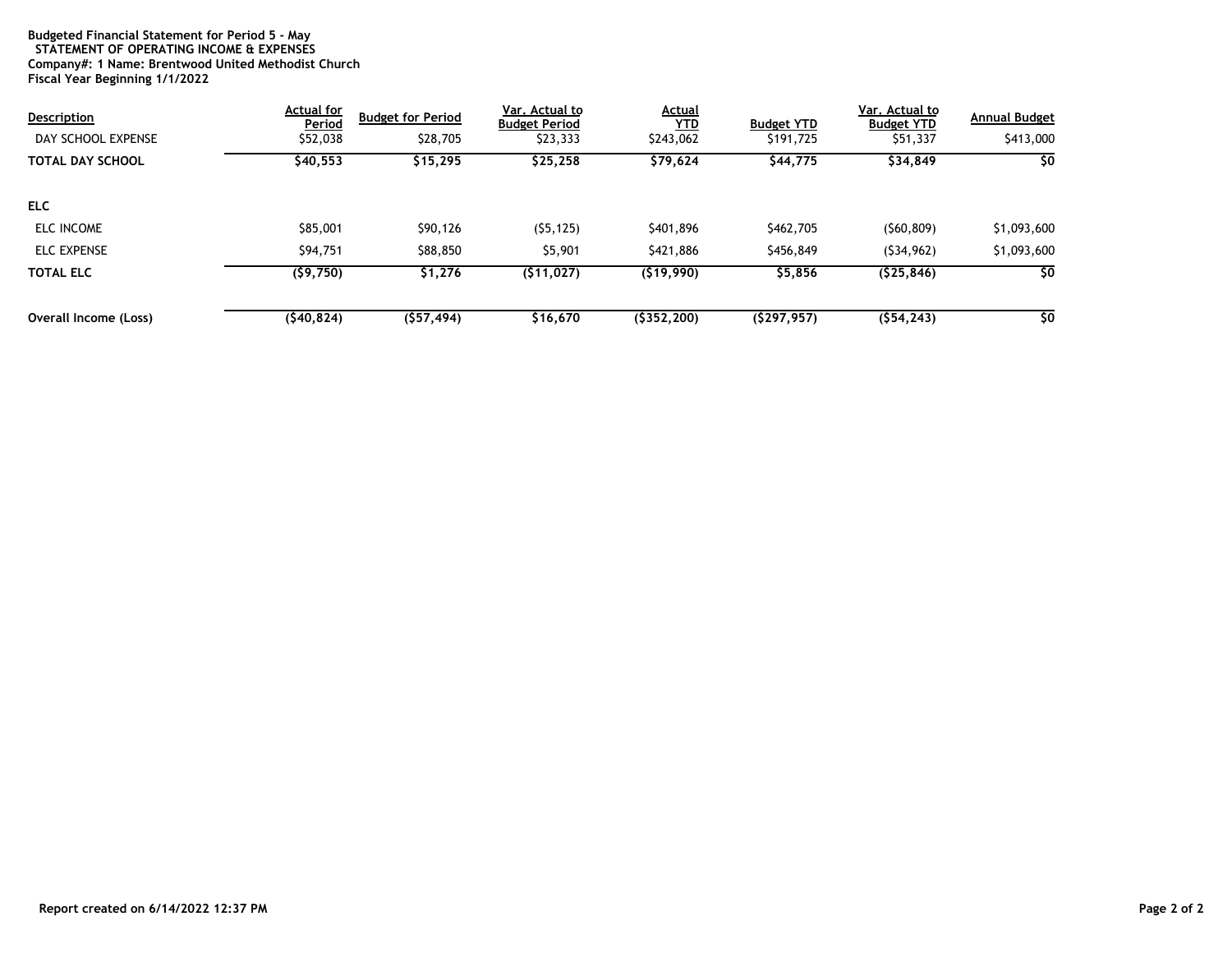**Budgeted Financial Statement for Period 5 - May**
**STATEMENT OF OPERATING INCOME & EXPENSES**
**Company#: 1 Name: Brentwood United Methodist Church**
**Fiscal Year Beginning 1/1/2022**

| Description | Actual for Period | Budget for Period | Var. Actual to Budget Period | Actual YTD | Budget YTD | Var. Actual to Budget YTD | Annual Budget |
|---|---|---|---|---|---|---|---|
| DAY SCHOOL EXPENSE | $52,038 | $28,705 | $23,333 | $243,062 | $191,725 | $51,337 | $413,000 |
| **TOTAL DAY SCHOOL** | **$40,553** | **$15,295** | **$25,258** | **$79,624** | **$44,775** | **$34,849** | **$0** |
| **ELC** | | | | | | | |
| ELC INCOME | $85,001 | $90,126 | ($5,125) | $401,896 | $462,705 | ($60,809) | $1,093,600 |
| ELC EXPENSE | $94,751 | $88,850 | $5,901 | $421,886 | $456,849 | ($34,962) | $1,093,600 |
| **TOTAL ELC** | **($9,750)** | **$1,276** | **($11,027)** | **($19,990)** | **$5,856** | **($25,846)** | **$0** |
| **Overall Income (Loss)** | **($40,824)** | **($57,494)** | **$16,670** | **($352,200)** | **($297,957)** | **($54,243)** | **$0** |

**Report created on 6/14/2022 12:37 PM**